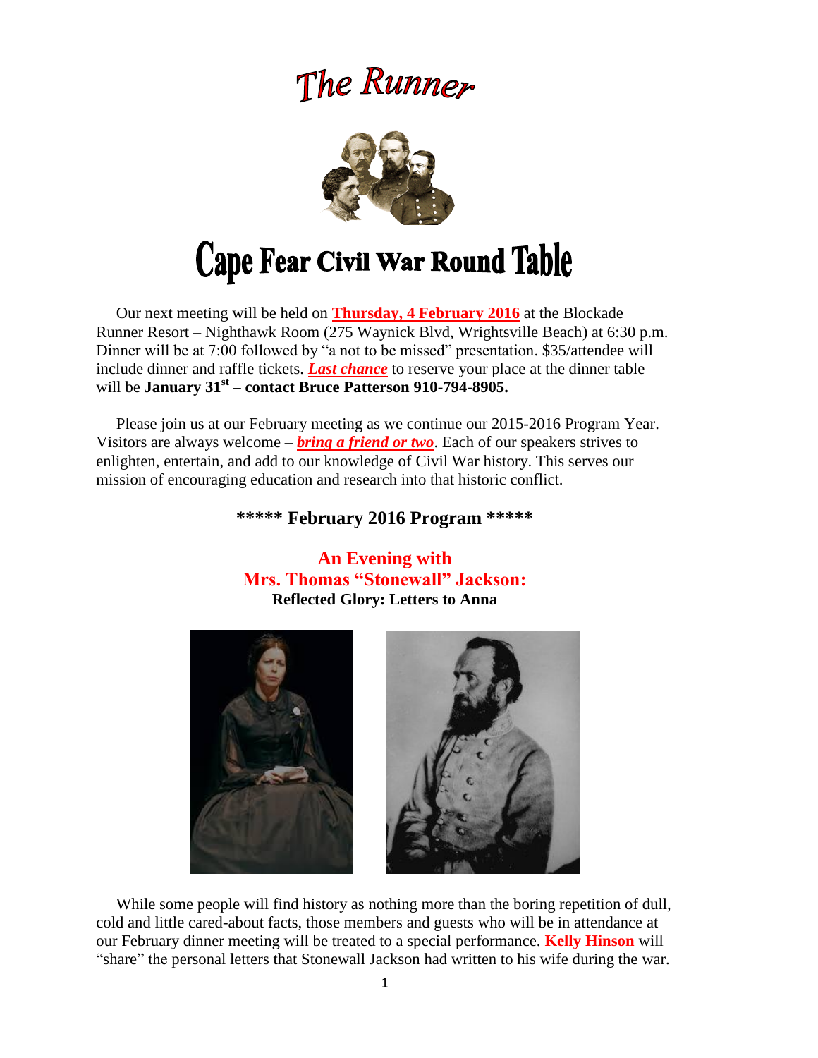# The Runner

# Cape Fear Civil War Round Table

Our next meeting will be held on **Thursday, 4 February 2016** at the Blockade Runner Resort – Nighthawk Room (275 Waynick Blvd, Wrightsville Beach) at 6:30 p.m. Dinner will be at 7:00 followed by "a not to be missed" presentation. $35/attendee will include dinner and raffle tickets. ***Last chance*** to reserve your place at the dinner table will be **January 31st – contact Bruce Patterson 910-794-8905.**

Please join us at our February meeting as we continue our 2015-2016 Program Year. Visitors are always welcome – ***bring a friend or two***. Each of our speakers strives to enlighten, entertain, and add to our knowledge of Civil War history. This serves our mission of encouraging education and research into that historic conflict.

## ***** February 2016 Program *****

### An Evening with Mrs. Thomas "Stonewall" Jackson:

**Reflected Glory: Letters to Anna**

While some people will find history as nothing more than the boring repetition of dull, cold and little cared-about facts, those members and guests who will be in attendance at our February dinner meeting will be treated to a special performance. **Kelly Hinson** will "share" the personal letters that Stonewall Jackson had written to his wife during the war.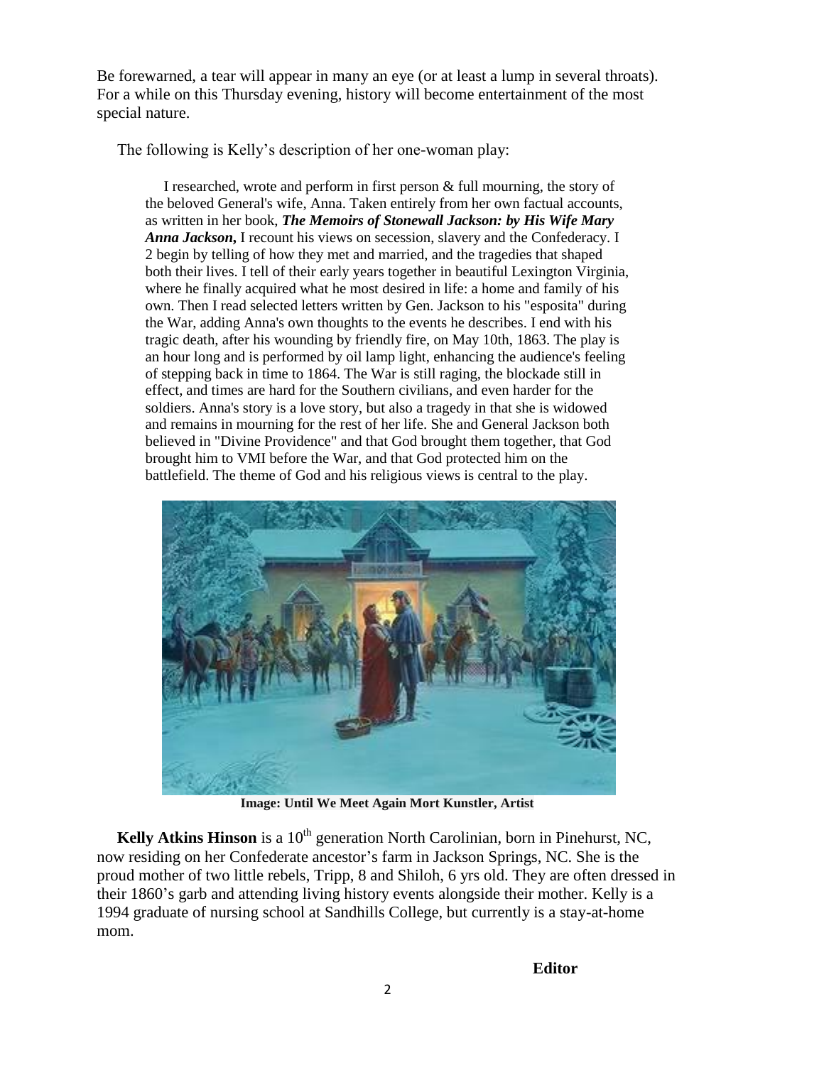Be forewarned, a tear will appear in many an eye (or at least a lump in several throats). For a while on this Thursday evening, history will become entertainment of the most special nature.

The following is Kelly's description of her one-woman play:

> I researched, wrote and perform in first person & full mourning, the story of the beloved General's wife, Anna. Taken entirely from her own factual accounts, as written in her book, ***The Memoirs of Stonewall Jackson: by His Wife Mary Anna Jackson,*** I recount his views on secession, slavery and the Confederacy. I 2 begin by telling of how they met and married, and the tragedies that shaped both their lives. I tell of their early years together in beautiful Lexington Virginia, where he finally acquired what he most desired in life: a home and family of his own. Then I read selected letters written by Gen. Jackson to his "esposita" during the War, adding Anna's own thoughts to the events he describes. I end with his tragic death, after his wounding by friendly fire, on May 10th, 1863. The play is an hour long and is performed by oil lamp light, enhancing the audience's feeling of stepping back in time to 1864. The War is still raging, the blockade still in effect, and times are hard for the Southern civilians, and even harder for the soldiers. Anna's story is a love story, but also a tragedy in that she is widowed and remains in mourning for the rest of her life. She and General Jackson both believed in "Divine Providence" and that God brought them together, that God brought him to VMI before the War, and that God protected him on the battlefield. The theme of God and his religious views is central to the play.

**Image: Until We Meet Again Mort Kunstler, Artist**

**Kelly Atkins Hinson** is a 10th generation North Carolinian, born in Pinehurst, NC, now residing on her Confederate ancestor's farm in Jackson Springs, NC. She is the proud mother of two little rebels, Tripp, 8 and Shiloh, 6 yrs old. They are often dressed in their 1860's garb and attending living history events alongside their mother. Kelly is a 1994 graduate of nursing school at Sandhills College, but currently is a stay-at-home mom.

**Editor**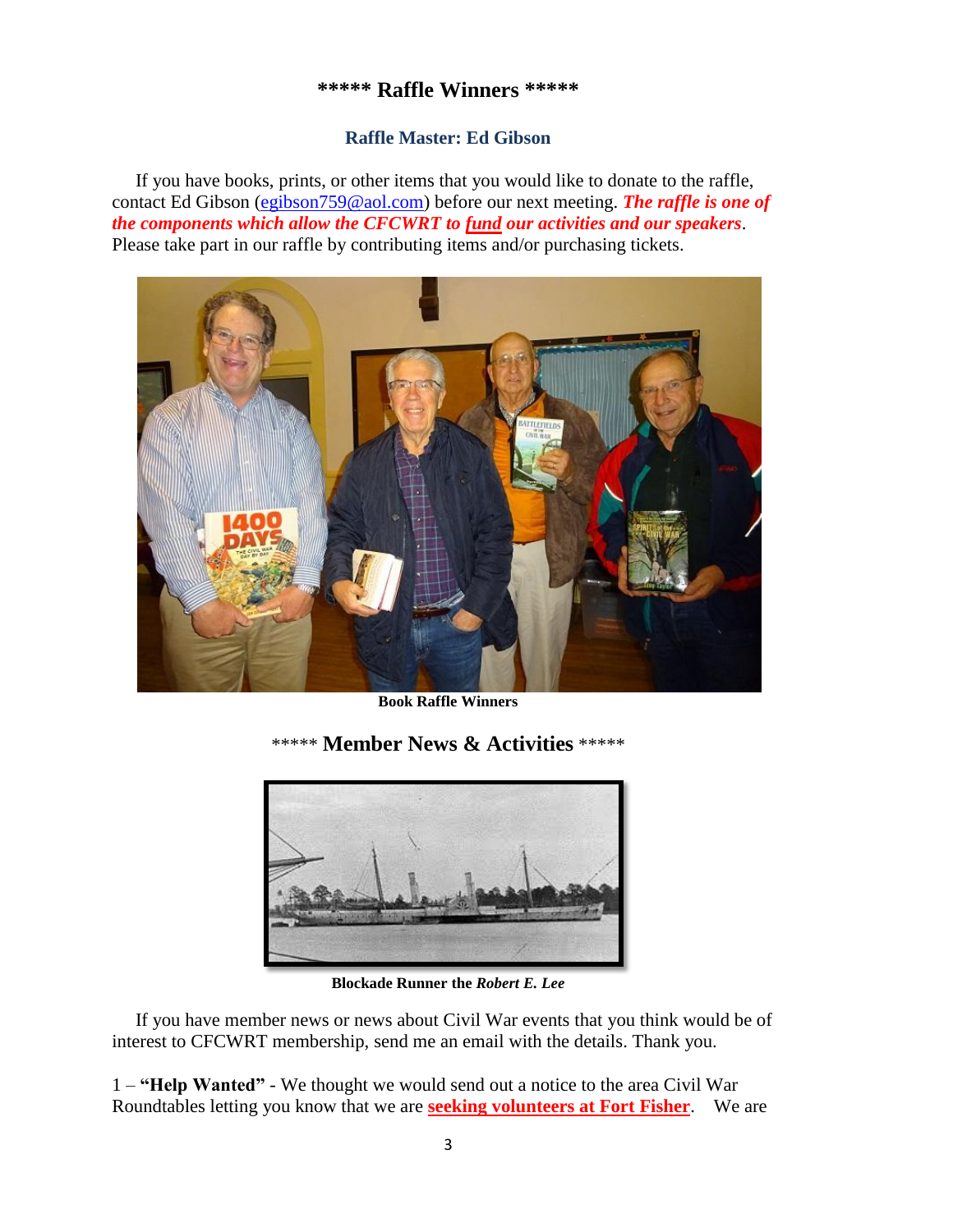## ***** Raffle Winners *****

### Raffle Master: Ed Gibson

If you have books, prints, or other items that you would like to donate to the raffle, contact Ed Gibson (egibson759@aol.com) before our next meeting. ***The raffle is one of the components which allow the CFCWRT to fund our activities and our speakers***. Please take part in our raffle by contributing items and/or purchasing tickets.

**Book Raffle Winners**

## ***** Member News & Activities *****

**Blockade Runner the *Robert E. Lee***

If you have member news or news about Civil War events that you think would be of interest to CFCWRT membership, send me an email with the details. Thank you.

1 – **"Help Wanted"** - We thought we would send out a notice to the area Civil War Roundtables letting you know that we are **seeking volunteers at Fort Fisher**. We are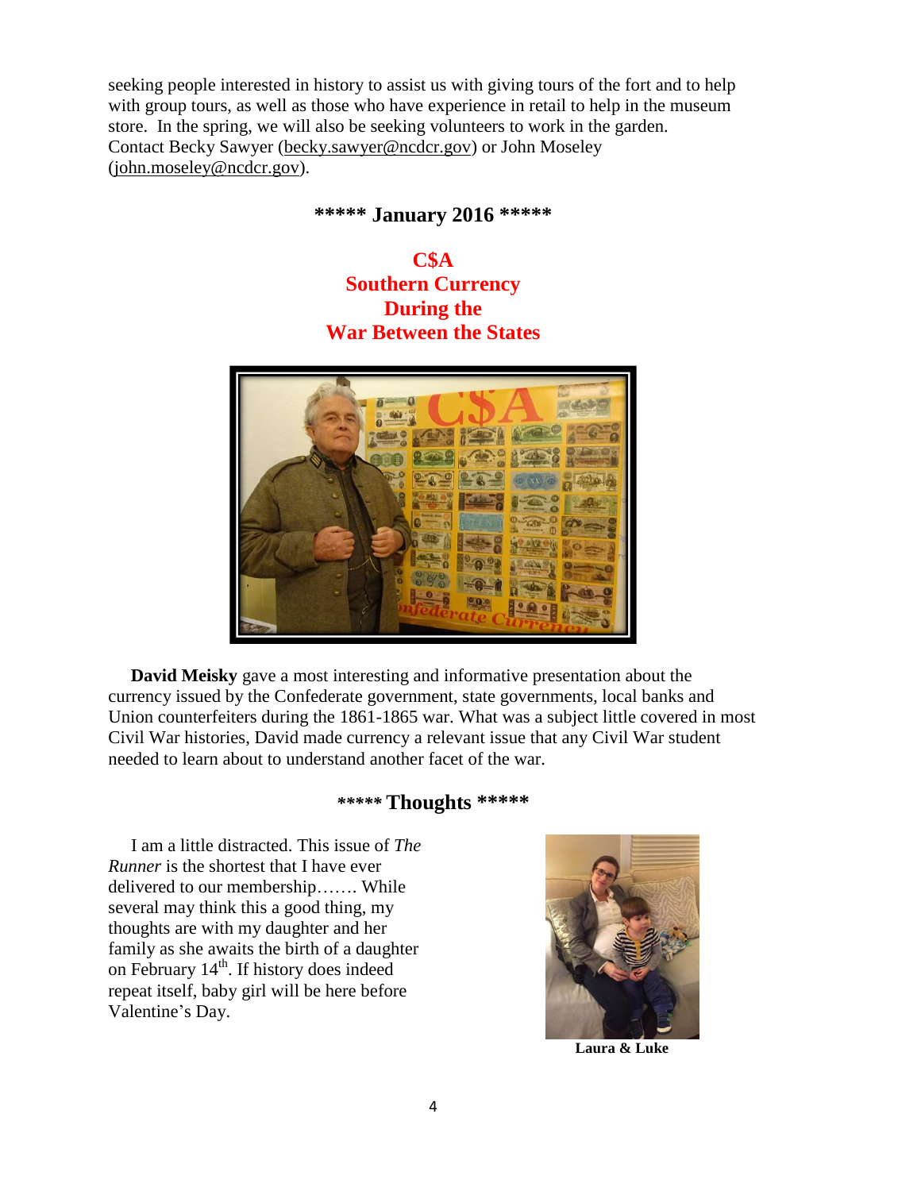seeking people interested in history to assist us with giving tours of the fort and to help with group tours, as well as those who have experience in retail to help in the museum store. In the spring, we will also be seeking volunteers to work in the garden. Contact Becky Sawyer (becky.sawyer@ncdcr.gov) or John Moseley (john.moseley@ncdcr.gov).

## ***** January 2016 *****

## C$A
## Southern Currency
## During the
## War Between the States

**David Meisky** gave a most interesting and informative presentation about the currency issued by the Confederate government, state governments, local banks and Union counterfeiters during the 1861-1865 war. What was a subject little covered in most Civil War histories, David made currency a relevant issue that any Civil War student needed to learn about to understand another facet of the war.

## ***** Thoughts *****

I am a little distracted. This issue of *The Runner* is the shortest that I have ever delivered to our membership……. While several may think this a good thing, my thoughts are with my daughter and her family as she awaits the birth of a daughter on February 14th. If history does indeed repeat itself, baby girl will be here before Valentine's Day.

**Laura & Luke**